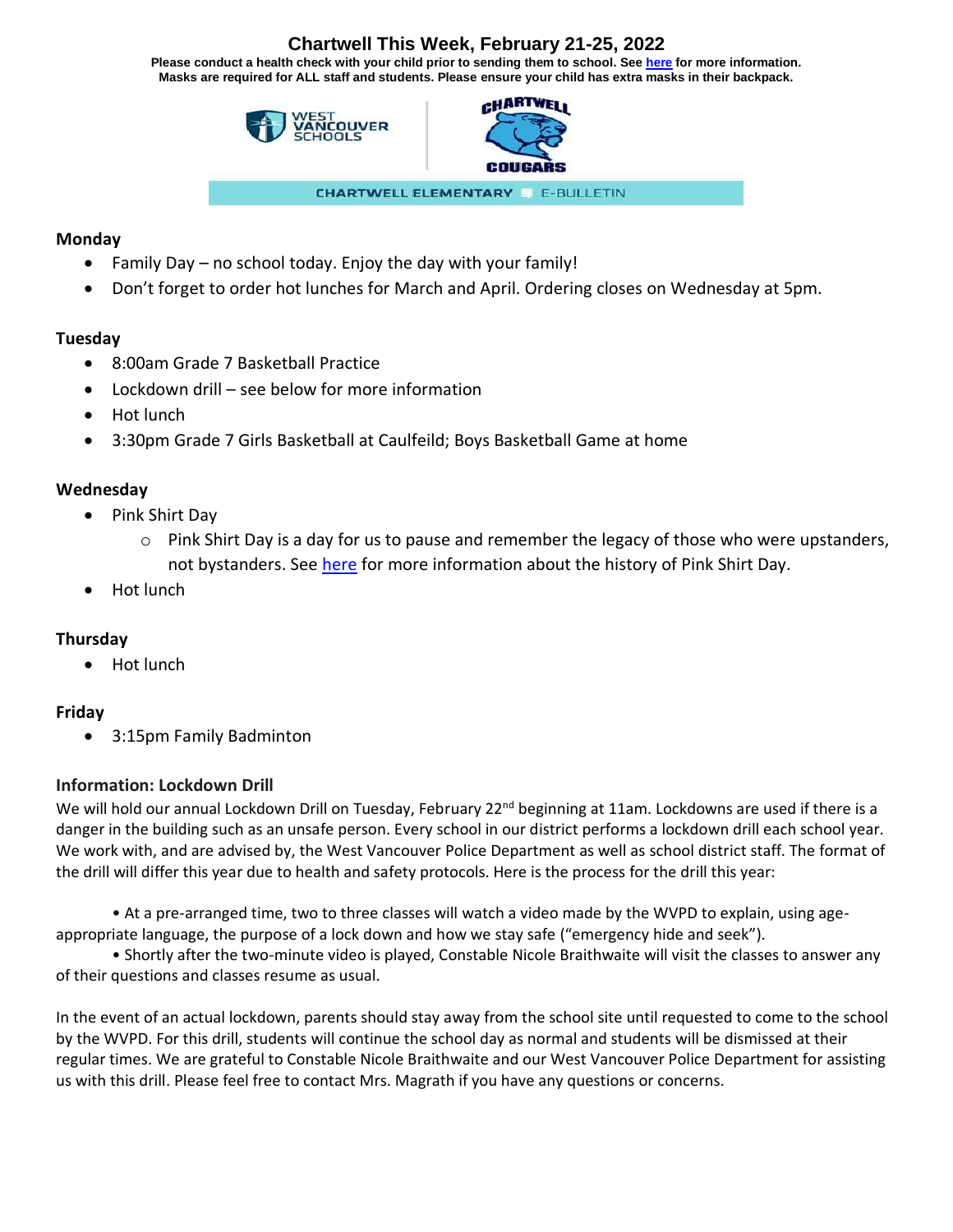# Chartwell This Week, February 21-25, 2022

**Please conduct a health check with your child prior to sending them to school. See [here](#) for more information.**
**Masks are required for ALL staff and students. Please ensure your child has extra masks in their backpack.**

WEST VANCOUVER SCHOOLS

CHARTWELL COUGARS

CHARTWELL ELEMENTARY E-BULLETIN

### Monday

- Family Day – no school today. Enjoy the day with your family!
- Don't forget to order hot lunches for March and April. Ordering closes on Wednesday at 5pm.

### Tuesday

- 8:00am Grade 7 Basketball Practice
- Lockdown drill – see below for more information
- Hot lunch
- 3:30pm Grade 7 Girls Basketball at Caulfeild; Boys Basketball Game at home

### Wednesday

- Pink Shirt Day
  - Pink Shirt Day is a day for us to pause and remember the legacy of those who were upstanders, not bystanders. See [here](#) for more information about the history of Pink Shirt Day.
- Hot lunch

### Thursday

- Hot lunch

### Friday

- 3:15pm Family Badminton

### Information: Lockdown Drill

We will hold our annual Lockdown Drill on Tuesday, February 22nd beginning at 11am. Lockdowns are used if there is a danger in the building such as an unsafe person. Every school in our district performs a lockdown drill each school year. We work with, and are advised by, the West Vancouver Police Department as well as school district staff. The format of the drill will differ this year due to health and safety protocols. Here is the process for the drill this year:

• At a pre-arranged time, two to three classes will watch a video made by the WVPD to explain, using age-appropriate language, the purpose of a lock down and how we stay safe ("emergency hide and seek").

• Shortly after the two-minute video is played, Constable Nicole Braithwaite will visit the classes to answer any of their questions and classes resume as usual.

In the event of an actual lockdown, parents should stay away from the school site until requested to come to the school by the WVPD. For this drill, students will continue the school day as normal and students will be dismissed at their regular times. We are grateful to Constable Nicole Braithwaite and our West Vancouver Police Department for assisting us with this drill. Please feel free to contact Mrs. Magrath if you have any questions or concerns.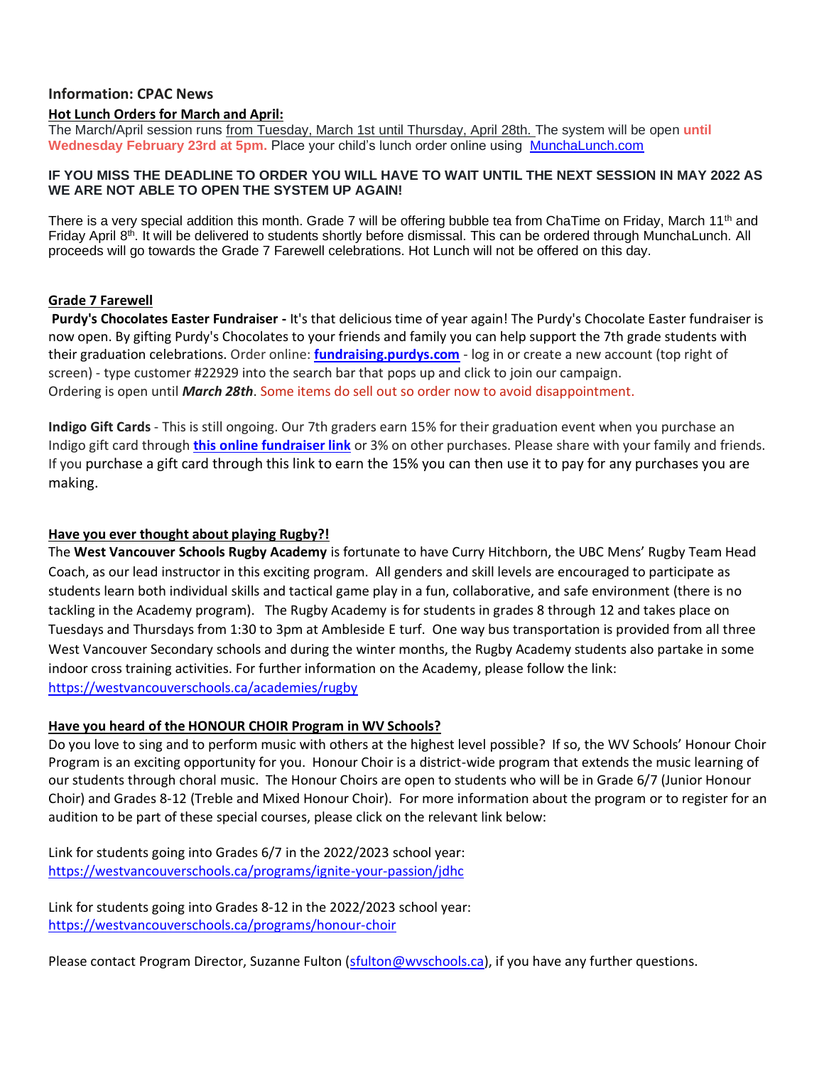## Information: CPAC News

**Hot Lunch Orders for March and April:**

The March/April session runs from Tuesday, March 1st until Thursday, April 28th. The system will be open **until Wednesday February 23rd at 5pm.** Place your child's lunch order online using [MunchaLunch.com](MunchaLunch.com)

**IF YOU MISS THE DEADLINE TO ORDER YOU WILL HAVE TO WAIT UNTIL THE NEXT SESSION IN MAY 2022 AS WE ARE NOT ABLE TO OPEN THE SYSTEM UP AGAIN!**

There is a very special addition this month. Grade 7 will be offering bubble tea from ChaTime on Friday, March 11th and Friday April 8th. It will be delivered to students shortly before dismissal. This can be ordered through MunchaLunch. All proceeds will go towards the Grade 7 Farewell celebrations. Hot Lunch will not be offered on this day.

**Grade 7 Farewell**

**Purdy's Chocolates Easter Fundraiser -** It's that delicious time of year again! The Purdy's Chocolate Easter fundraiser is now open. By gifting Purdy's Chocolates to your friends and family you can help support the 7th grade students with their graduation celebrations. Order online: **[fundraising.purdys.com](fundraising.purdys.com)** - log in or create a new account (top right of screen) - type customer #22929 into the search bar that pops up and click to join our campaign.
Ordering is open until ***March 28th***. Some items do sell out so order now to avoid disappointment.

**Indigo Gift Cards** - This is still ongoing. Our 7th graders earn 15% for their graduation event when you purchase an Indigo gift card through **this online fundraiser link** or 3% on other purchases. Please share with your family and friends. If you purchase a gift card through this link to earn the 15% you can then use it to pay for any purchases you are making.

**Have you ever thought about playing Rugby?!**

The **West Vancouver Schools Rugby Academy** is fortunate to have Curry Hitchborn, the UBC Mens' Rugby Team Head Coach, as our lead instructor in this exciting program. All genders and skill levels are encouraged to participate as students learn both individual skills and tactical game play in a fun, collaborative, and safe environment (there is no tackling in the Academy program). The Rugby Academy is for students in grades 8 through 12 and takes place on Tuesdays and Thursdays from 1:30 to 3pm at Ambleside E turf. One way bus transportation is provided from all three West Vancouver Secondary schools and during the winter months, the Rugby Academy students also partake in some indoor cross training activities. For further information on the Academy, please follow the link:
https://westvancouverschools.ca/academies/rugby

**Have you heard of the HONOUR CHOIR Program in WV Schools?**

Do you love to sing and to perform music with others at the highest level possible? If so, the WV Schools' Honour Choir Program is an exciting opportunity for you. Honour Choir is a district-wide program that extends the music learning of our students through choral music. The Honour Choirs are open to students who will be in Grade 6/7 (Junior Honour Choir) and Grades 8-12 (Treble and Mixed Honour Choir). For more information about the program or to register for an audition to be part of these special courses, please click on the relevant link below:

Link for students going into Grades 6/7 in the 2022/2023 school year:
https://westvancouverschools.ca/programs/ignite-your-passion/jdhc

Link for students going into Grades 8-12 in the 2022/2023 school year:
https://westvancouverschools.ca/programs/honour-choir

Please contact Program Director, Suzanne Fulton (sfulton@wvschools.ca), if you have any further questions.